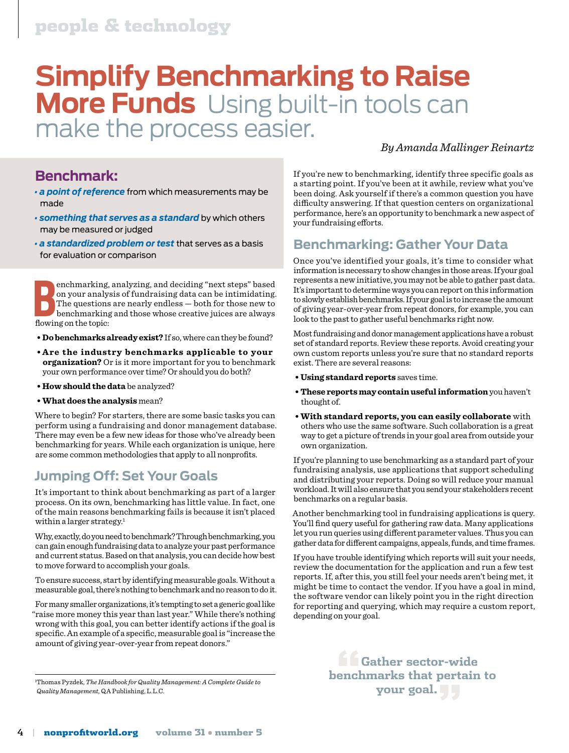# Simplify Benchmarking to Raise More Funds

Using built-in tools can make the process easier.

*By Amanda Mallinger Reinartz*

## Benchmark:

- ***a point of reference*** from which measurements may be made
- ***something that serves as a standard*** by which others may be measured or judged
- ***a standardized problem or test*** that serves as a basis for evaluation or comparison

Benchmarking, analyzing, and deciding "next steps" based on your analysis of fundraising data can be intimidating. The questions are nearly endless — both for those new to benchmarking and those whose creative juices are always flowing on the topic:

- **Do benchmarks already exist?** If so, where can they be found?
- **Are the industry benchmarks applicable to your organization?** Or is it more important for you to benchmark your own performance over time? Or should you do both?
- **How should the data** be analyzed?
- **What does the analysis** mean?

Where to begin? For starters, there are some basic tasks you can perform using a fundraising and donor management database. There may even be a few new ideas for those who've already been benchmarking for years. While each organization is unique, here are some common methodologies that apply to all nonprofits.

## Jumping Off: Set Your Goals

It's important to think about benchmarking as part of a larger process. On its own, benchmarking has little value. In fact, one of the main reasons benchmarking fails is because it isn't placed within a larger strategy.[1]

Why, exactly, do you need to benchmark? Through benchmarking, you can gain enough fundraising data to analyze your past performance and current status. Based on that analysis, you can decide how best to move forward to accomplish your goals.

To ensure success, start by identifying measurable goals. Without a measurable goal, there's nothing to benchmark and no reason to do it.

For many smaller organizations, it's tempting to set a generic goal like "raise more money this year than last year." While there's nothing wrong with this goal, you can better identify actions if the goal is specific. An example of a specific, measurable goal is "increase the amount of giving year-over-year from repeat donors."

If you're new to benchmarking, identify three specific goals as a starting point. If you've been at it awhile, review what you've been doing. Ask yourself if there's a common question you have difficulty answering. If that question centers on organizational performance, here's an opportunity to benchmark a new aspect of your fundraising efforts.

## Benchmarking: Gather Your Data

Once you've identified your goals, it's time to consider what information is necessary to show changes in those areas. If your goal represents a new initiative, you may not be able to gather past data. It's important to determine ways you can report on this information to slowly establish benchmarks. If your goal is to increase the amount of giving year-over-year from repeat donors, for example, you can look to the past to gather useful benchmarks right now.

Most fundraising and donor management applications have a robust set of standard reports. Review these reports. Avoid creating your own custom reports unless you're sure that no standard reports exist. There are several reasons:

- **Using standard reports** saves time.
- **These reports may contain useful information** you haven't thought of.
- **With standard reports, you can easily collaborate** with others who use the same software. Such collaboration is a great way to get a picture of trends in your goal area from outside your own organization.

If you're planning to use benchmarking as a standard part of your fundraising analysis, use applications that support scheduling and distributing your reports. Doing so will reduce your manual workload. It will also ensure that you send your stakeholders recent benchmarks on a regular basis.

Another benchmarking tool in fundraising applications is query. You'll find query useful for gathering raw data. Many applications let you run queries using different parameter values. Thus you can gather data for different campaigns, appeals, funds, and time frames.

If you have trouble identifying which reports will suit your needs, review the documentation for the application and run a few test reports. If, after this, you still feel your needs aren't being met, it might be time to contact the vendor. If you have a goal in mind, the software vendor can likely point you in the right direction for reporting and querying, which may require a custom report, depending on your goal.

> "Gather sector-wide benchmarks that pertain to your goal."

[1] Thomas Pyzdek, *The Handbook for Quality Management: A Complete Guide to Quality Management,* QA Publishing, L.L.C.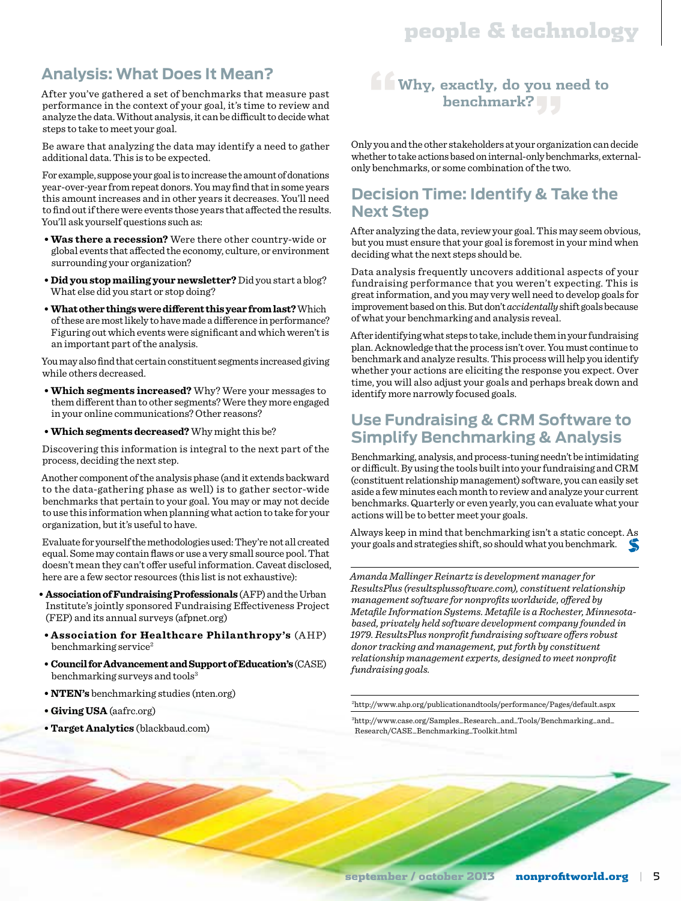## Analysis: What Does It Mean?

After you've gathered a set of benchmarks that measure past performance in the context of your goal, it's time to review and analyze the data. Without analysis, it can be difficult to decide what steps to take to meet your goal.

Be aware that analyzing the data may identify a need to gather additional data. This is to be expected.

For example, suppose your goal is to increase the amount of donations year-over-year from repeat donors. You may find that in some years this amount increases and in other years it decreases. You'll need to find out if there were events those years that affected the results. You'll ask yourself questions such as:

- **Was there a recession?** Were there other country-wide or global events that affected the economy, culture, or environment surrounding your organization?
- **Did you stop mailing your newsletter?** Did you start a blog? What else did you start or stop doing?
- **What other things were different this year from last?** Which of these are most likely to have made a difference in performance? Figuring out which events were significant and which weren't is an important part of the analysis.

You may also find that certain constituent segments increased giving while others decreased.

- **Which segments increased?** Why? Were your messages to them different than to other segments? Were they more engaged in your online communications? Other reasons?
- **Which segments decreased?** Why might this be?

Discovering this information is integral to the next part of the process, deciding the next step.

Another component of the analysis phase (and it extends backward to the data-gathering phase as well) is to gather sector-wide benchmarks that pertain to your goal. You may or may not decide to use this information when planning what action to take for your organization, but it's useful to have.

Evaluate for yourself the methodologies used: They're not all created equal. Some may contain flaws or use a very small source pool. That doesn't mean they can't offer useful information. Caveat disclosed, here are a few sector resources (this list is not exhaustive):

- **Association of Fundraising Professionals** (AFP) and the Urban Institute's jointly sponsored Fundraising Effectiveness Project (FEP) and its annual surveys (afpnet.org)
- **Association for Healthcare Philanthropy's** (AHP) benchmarking service[2]
- **Council for Advancement and Support of Education's** (CASE) benchmarking surveys and tools[3]
- **NTEN's** benchmarking studies (nten.org)
- **Giving USA** (aafrc.org)
- **Target Analytics** (blackbaud.com)

> **"Why, exactly, do you need to benchmark?"**

Only you and the other stakeholders at your organization can decide whether to take actions based on internal-only benchmarks, external-only benchmarks, or some combination of the two.

## Decision Time: Identify & Take the Next Step

After analyzing the data, review your goal. This may seem obvious, but you must ensure that your goal is foremost in your mind when deciding what the next steps should be.

Data analysis frequently uncovers additional aspects of your fundraising performance that you weren't expecting. This is great information, and you may very well need to develop goals for improvement based on this. But don't *accidentally* shift goals because of what your benchmarking and analysis reveal.

After identifying what steps to take, include them in your fundraising plan. Acknowledge that the process isn't over. You must continue to benchmark and analyze results. This process will help you identify whether your actions are eliciting the response you expect. Over time, you will also adjust your goals and perhaps break down and identify more narrowly focused goals.

## Use Fundraising & CRM Software to Simplify Benchmarking & Analysis

Benchmarking, analysis, and process-tuning needn't be intimidating or difficult. By using the tools built into your fundraising and CRM (constituent relationship management) software, you can easily set aside a few minutes each month to review and analyze your current benchmarks. Quarterly or even yearly, you can evaluate what your actions will be to better meet your goals.

Always keep in mind that benchmarking isn't a static concept. As your goals and strategies shift, so should what you benchmark.

---

*Amanda Mallinger Reinartz is development manager for ResultsPlus (resultsplussoftware.com), constituent relationship management software for nonprofits worldwide, offered by Metafile Information Systems. Metafile is a Rochester, Minnesota-based, privately held software development company founded in 1979. ResultsPlus nonprofit fundraising software offers robust donor tracking and management, put forth by constituent relationship management experts, designed to meet nonprofit fundraising goals.*

---

[2] http://www.ahp.org/publicationandtools/performance/Pages/default.aspx

[3] http://www.case.org/Samples_Research_and_Tools/Benchmarking_and_Research/CASE_Benchmarking_Toolkit.html